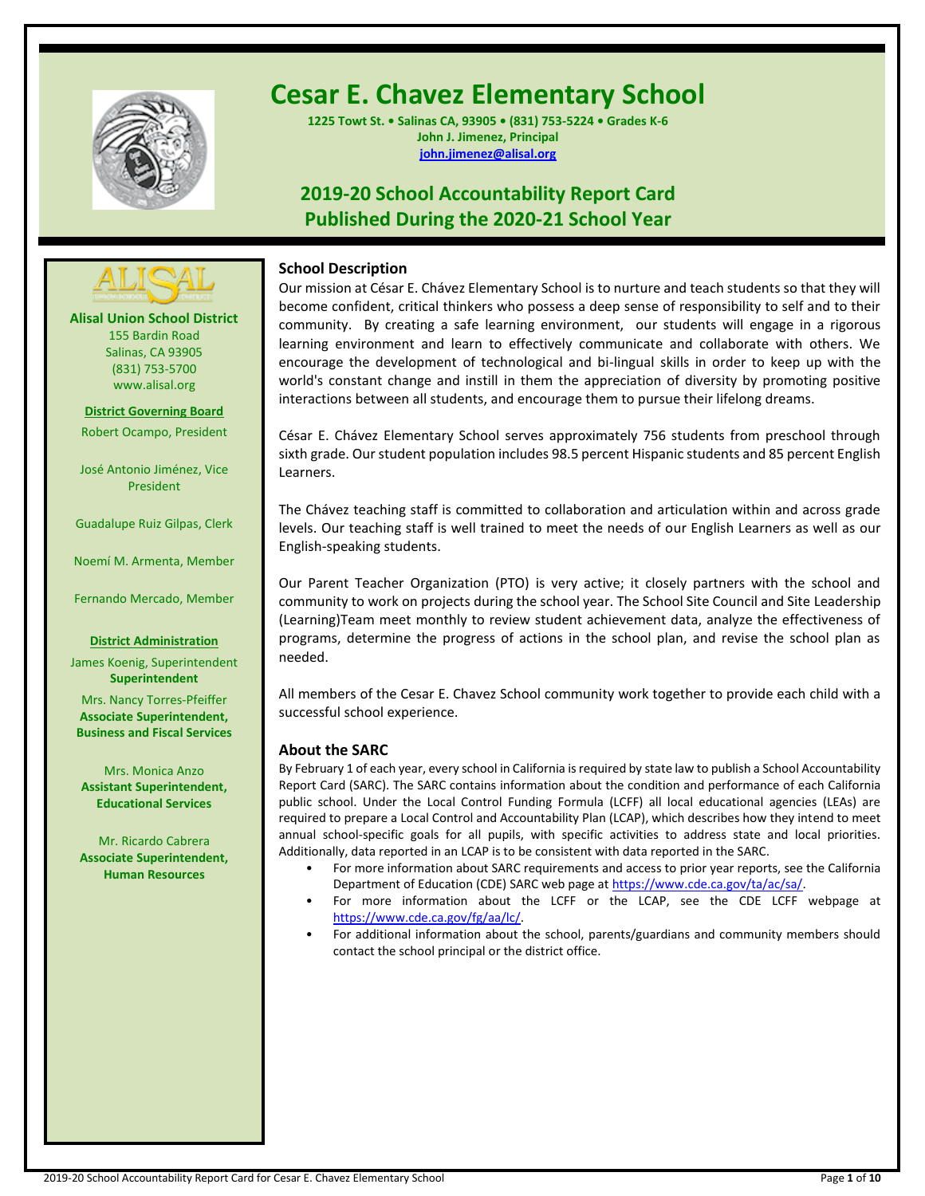# Cesar E. Chavez Elementary School

**1225 Towt St. • Salinas CA, 93905 • (831) 753-5224 • Grades K-6**
**John J. Jimenez, Principal**
**john.jimenez@alisal.org**

## 2019-20 School Accountability Report Card
## Published During the 2020-21 School Year

**Alisal Union School District**
155 Bardin Road
Salinas, CA 93905
(831) 753-5700
www.alisal.org

**District Governing Board**

Robert Ocampo, President

José Antonio Jiménez, Vice President

Guadalupe Ruiz Gilpas, Clerk

Noemí M. Armenta, Member

Fernando Mercado, Member

**District Administration**

James Koenig, Superintendent
**Superintendent**

Mrs. Nancy Torres-Pfeiffer
**Associate Superintendent, Business and Fiscal Services**

Mrs. Monica Anzo
**Assistant Superintendent, Educational Services**

Mr. Ricardo Cabrera
**Associate Superintendent, Human Resources**

### School Description

Our mission at César E. Chávez Elementary School is to nurture and teach students so that they will become confident, critical thinkers who possess a deep sense of responsibility to self and to their community. By creating a safe learning environment, our students will engage in a rigorous learning environment and learn to effectively communicate and collaborate with others. We encourage the development of technological and bi-lingual skills in order to keep up with the world's constant change and instill in them the appreciation of diversity by promoting positive interactions between all students, and encourage them to pursue their lifelong dreams.

César E. Chávez Elementary School serves approximately 756 students from preschool through sixth grade. Our student population includes 98.5 percent Hispanic students and 85 percent English Learners.

The Chávez teaching staff is committed to collaboration and articulation within and across grade levels. Our teaching staff is well trained to meet the needs of our English Learners as well as our English-speaking students.

Our Parent Teacher Organization (PTO) is very active; it closely partners with the school and community to work on projects during the school year. The School Site Council and Site Leadership (Learning)Team meet monthly to review student achievement data, analyze the effectiveness of programs, determine the progress of actions in the school plan, and revise the school plan as needed.

All members of the Cesar E. Chavez School community work together to provide each child with a successful school experience.

### About the SARC

By February 1 of each year, every school in California is required by state law to publish a School Accountability Report Card (SARC). The SARC contains information about the condition and performance of each California public school. Under the Local Control Funding Formula (LCFF) all local educational agencies (LEAs) are required to prepare a Local Control and Accountability Plan (LCAP), which describes how they intend to meet annual school-specific goals for all pupils, with specific activities to address state and local priorities. Additionally, data reported in an LCAP is to be consistent with data reported in the SARC.

- For more information about SARC requirements and access to prior year reports, see the California Department of Education (CDE) SARC web page at https://www.cde.ca.gov/ta/ac/sa/.
- For more information about the LCFF or the LCAP, see the CDE LCFF webpage at https://www.cde.ca.gov/fg/aa/lc/.
- For additional information about the school, parents/guardians and community members should contact the school principal or the district office.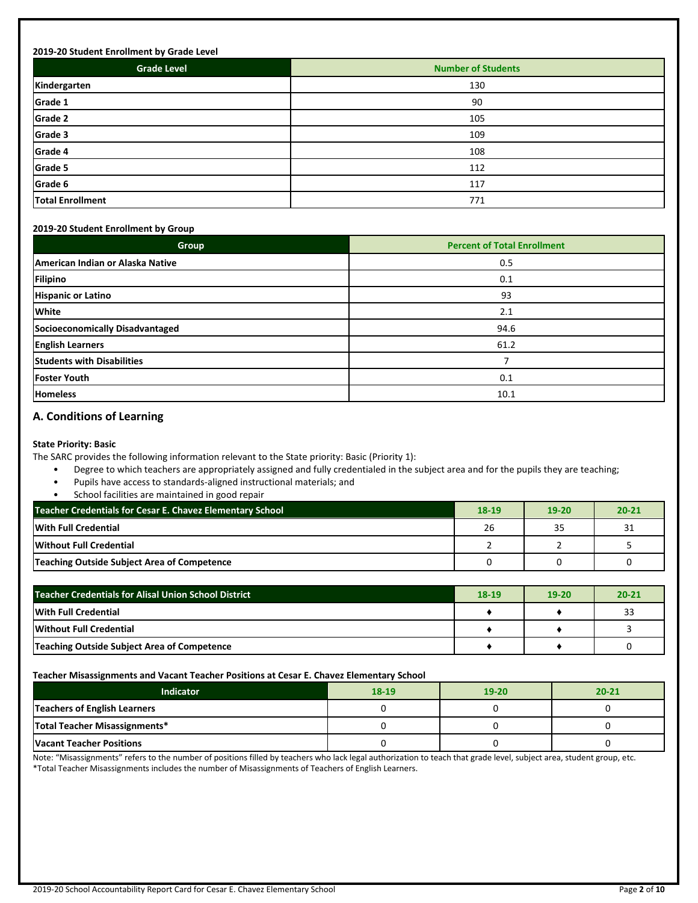**2019-20 Student Enrollment by Grade Level**

| Grade Level | Number of Students |
| --- | --- |
| Kindergarten | 130 |
| Grade 1 | 90 |
| Grade 2 | 105 |
| Grade 3 | 109 |
| Grade 4 | 108 |
| Grade 5 | 112 |
| Grade 6 | 117 |
| Total Enrollment | 771 |

**2019-20 Student Enrollment by Group**

| Group | Percent of Total Enrollment |
| --- | --- |
| American Indian or Alaska Native | 0.5 |
| Filipino | 0.1 |
| Hispanic or Latino | 93 |
| White | 2.1 |
| Socioeconomically Disadvantaged | 94.6 |
| English Learners | 61.2 |
| Students with Disabilities | 7 |
| Foster Youth | 0.1 |
| Homeless | 10.1 |

## A. Conditions of Learning

**State Priority: Basic**

The SARC provides the following information relevant to the State priority: Basic (Priority 1):

- Degree to which teachers are appropriately assigned and fully credentialed in the subject area and for the pupils they are teaching;
- Pupils have access to standards-aligned instructional materials; and
- School facilities are maintained in good repair

| Teacher Credentials for Cesar E. Chavez Elementary School | 18-19 | 19-20 | 20-21 |
| --- | --- | --- | --- |
| With Full Credential | 26 | 35 | 31 |
| Without Full Credential | 2 | 2 | 5 |
| Teaching Outside Subject Area of Competence | 0 | 0 | 0 |

| Teacher Credentials for Alisal Union School District | 18-19 | 19-20 | 20-21 |
| --- | --- | --- | --- |
| With Full Credential | ♦ | ♦ | 33 |
| Without Full Credential | ♦ | ♦ | 3 |
| Teaching Outside Subject Area of Competence | ♦ | ♦ | 0 |

**Teacher Misassignments and Vacant Teacher Positions at Cesar E. Chavez Elementary School**

| Indicator | 18-19 | 19-20 | 20-21 |
| --- | --- | --- | --- |
| Teachers of English Learners | 0 | 0 | 0 |
| Total Teacher Misassignments* | 0 | 0 | 0 |
| Vacant Teacher Positions | 0 | 0 | 0 |

Note: "Misassignments" refers to the number of positions filled by teachers who lack legal authorization to teach that grade level, subject area, student group, etc.
*Total Teacher Misassignments includes the number of Misassignments of Teachers of English Learners.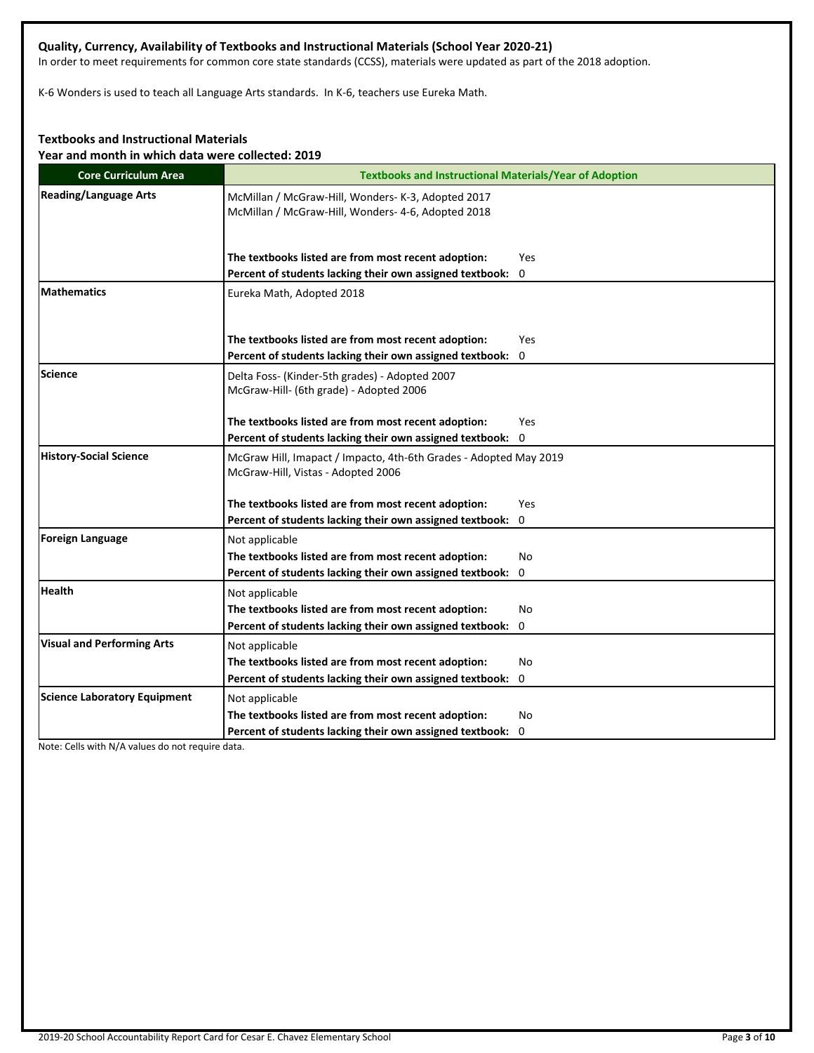### Quality, Currency, Availability of Textbooks and Instructional Materials (School Year 2020-21)

In order to meet requirements for common core state standards (CCSS), materials were updated as part of the 2018 adoption.

K-6 Wonders is used to teach all Language Arts standards. In K-6, teachers use Eureka Math.

### Textbooks and Instructional Materials

**Year and month in which data were collected: 2019**

| Core Curriculum Area | Textbooks and Instructional Materials/Year of Adoption |
|---|---|
| **Reading/Language Arts** | McMillan / McGraw-Hill, Wonders- K-3, Adopted 2017<br>McMillan / McGraw-Hill, Wonders- 4-6, Adopted 2018<br><br>**The textbooks listed are from most recent adoption:** Yes<br>**Percent of students lacking their own assigned textbook:** 0 |
| **Mathematics** | Eureka Math, Adopted 2018<br><br>**The textbooks listed are from most recent adoption:** Yes<br>**Percent of students lacking their own assigned textbook:** 0 |
| **Science** | Delta Foss- (Kinder-5th grades) - Adopted 2007<br>McGraw-Hill- (6th grade) - Adopted 2006<br><br>**The textbooks listed are from most recent adoption:** Yes<br>**Percent of students lacking their own assigned textbook:** 0 |
| **History-Social Science** | McGraw Hill, Imapact / Impacto, 4th-6th Grades - Adopted May 2019<br>McGraw-Hill, Vistas - Adopted 2006<br><br>**The textbooks listed are from most recent adoption:** Yes<br>**Percent of students lacking their own assigned textbook:** 0 |
| **Foreign Language** | Not applicable<br>**The textbooks listed are from most recent adoption:** No<br>**Percent of students lacking their own assigned textbook:** 0 |
| **Health** | Not applicable<br>**The textbooks listed are from most recent adoption:** No<br>**Percent of students lacking their own assigned textbook:** 0 |
| **Visual and Performing Arts** | Not applicable<br>**The textbooks listed are from most recent adoption:** No<br>**Percent of students lacking their own assigned textbook:** 0 |
| **Science Laboratory Equipment** | Not applicable<br>**The textbooks listed are from most recent adoption:** No<br>**Percent of students lacking their own assigned textbook:** 0 |

Note: Cells with N/A values do not require data.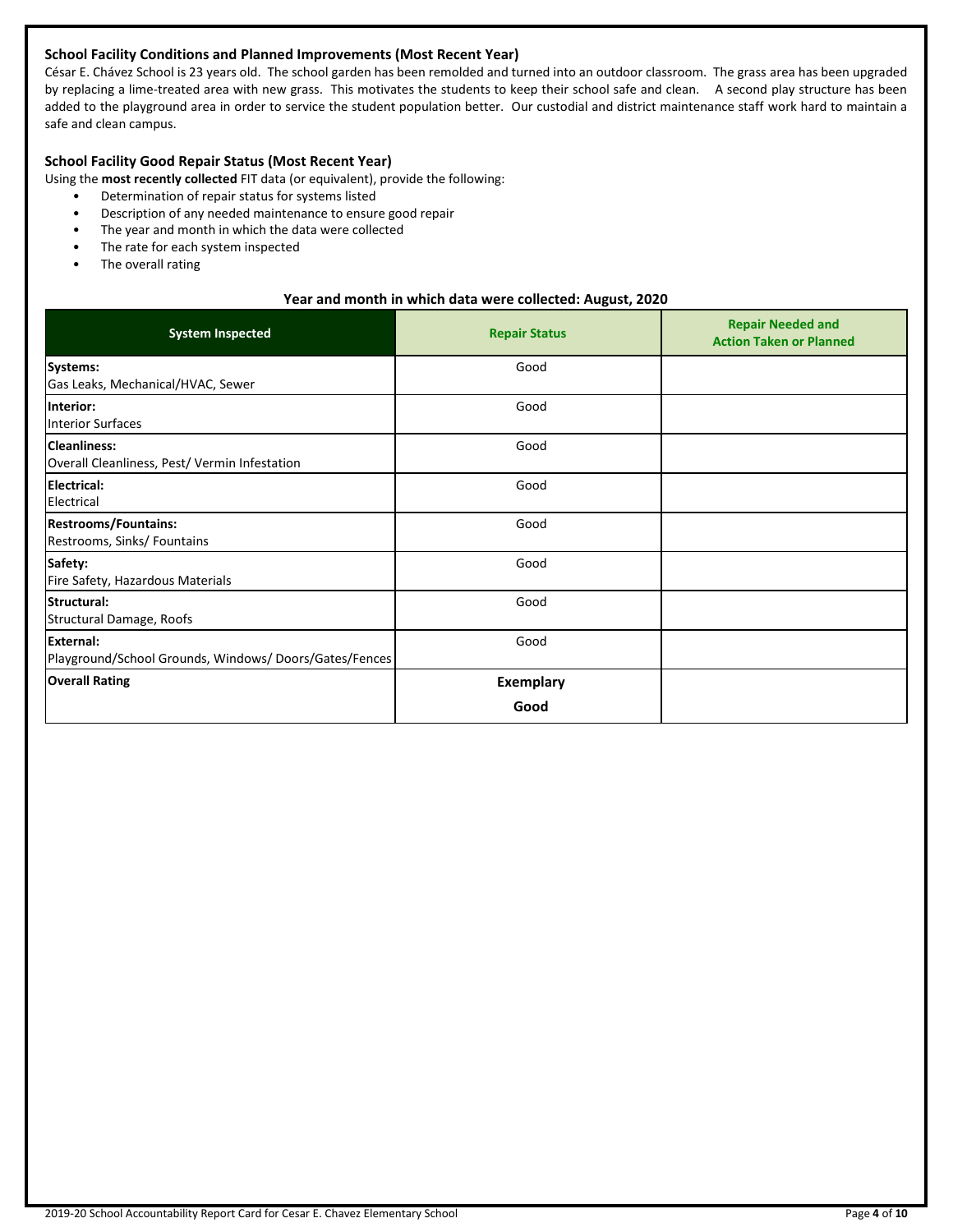### School Facility Conditions and Planned Improvements (Most Recent Year)

César E. Chávez School is 23 years old. The school garden has been remolded and turned into an outdoor classroom. The grass area has been upgraded by replacing a lime-treated area with new grass. This motivates the students to keep their school safe and clean. A second play structure has been added to the playground area in order to service the student population better. Our custodial and district maintenance staff work hard to maintain a safe and clean campus.

### School Facility Good Repair Status (Most Recent Year)

Using the **most recently collected** FIT data (or equivalent), provide the following:

- Determination of repair status for systems listed
- Description of any needed maintenance to ensure good repair
- The year and month in which the data were collected
- The rate for each system inspected
- The overall rating

**Year and month in which data were collected: August, 2020**

| System Inspected | Repair Status | Repair Needed and Action Taken or Planned |
|---|---|---|
| **Systems:** Gas Leaks, Mechanical/HVAC, Sewer | Good | |
| **Interior:** Interior Surfaces | Good | |
| **Cleanliness:** Overall Cleanliness, Pest/ Vermin Infestation | Good | |
| **Electrical:** Electrical | Good | |
| **Restrooms/Fountains:** Restrooms, Sinks/ Fountains | Good | |
| **Safety:** Fire Safety, Hazardous Materials | Good | |
| **Structural:** Structural Damage, Roofs | Good | |
| **External:** Playground/School Grounds, Windows/ Doors/Gates/Fences | Good | |
| **Overall Rating** | **Exemplary** **Good** | |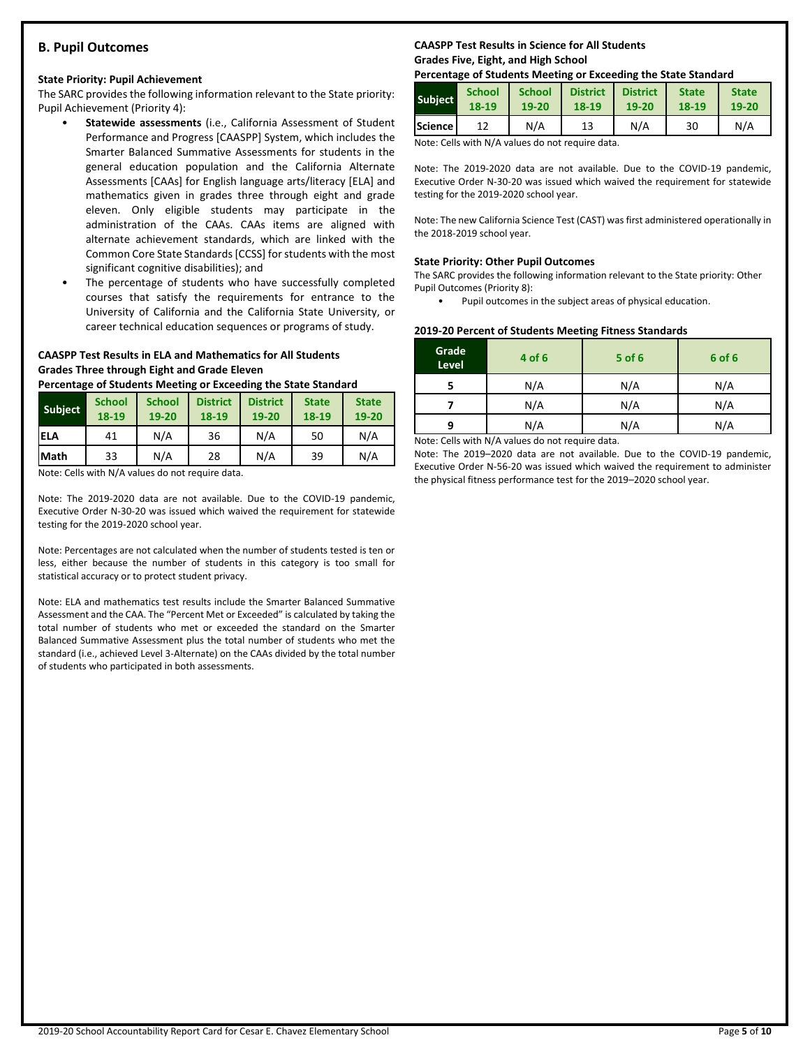## B. Pupil Outcomes

### State Priority: Pupil Achievement

The SARC provides the following information relevant to the State priority: Pupil Achievement (Priority 4):

- **Statewide assessments** (i.e., California Assessment of Student Performance and Progress [CAASPP] System, which includes the Smarter Balanced Summative Assessments for students in the general education population and the California Alternate Assessments [CAAs] for English language arts/literacy [ELA] and mathematics given in grades three through eight and grade eleven. Only eligible students may participate in the administration of the CAAs. CAAs items are aligned with alternate achievement standards, which are linked with the Common Core State Standards [CCSS] for students with the most significant cognitive disabilities); and
- The percentage of students who have successfully completed courses that satisfy the requirements for entrance to the University of California and the California State University, or career technical education sequences or programs of study.

**CAASPP Test Results in ELA and Mathematics for All Students**
**Grades Three through Eight and Grade Eleven**
**Percentage of Students Meeting or Exceeding the State Standard**

| Subject | School 18-19 | School 19-20 | District 18-19 | District 19-20 | State 18-19 | State 19-20 |
|---|---|---|---|---|---|---|
| ELA | 41 | N/A | 36 | N/A | 50 | N/A |
| Math | 33 | N/A | 28 | N/A | 39 | N/A |

Note: Cells with N/A values do not require data.

Note: The 2019-2020 data are not available. Due to the COVID-19 pandemic, Executive Order N-30-20 was issued which waived the requirement for statewide testing for the 2019-2020 school year.

Note: Percentages are not calculated when the number of students tested is ten or less, either because the number of students in this category is too small for statistical accuracy or to protect student privacy.

Note: ELA and mathematics test results include the Smarter Balanced Summative Assessment and the CAA. The "Percent Met or Exceeded" is calculated by taking the total number of students who met or exceeded the standard on the Smarter Balanced Summative Assessment plus the total number of students who met the standard (i.e., achieved Level 3-Alternate) on the CAAs divided by the total number of students who participated in both assessments.

**CAASPP Test Results in Science for All Students**
**Grades Five, Eight, and High School**
**Percentage of Students Meeting or Exceeding the State Standard**

| Subject | School 18-19 | School 19-20 | District 18-19 | District 19-20 | State 18-19 | State 19-20 |
|---|---|---|---|---|---|---|
| Science | 12 | N/A | 13 | N/A | 30 | N/A |

Note: Cells with N/A values do not require data.

Note: The 2019-2020 data are not available. Due to the COVID-19 pandemic, Executive Order N-30-20 was issued which waived the requirement for statewide testing for the 2019-2020 school year.

Note: The new California Science Test (CAST) was first administered operationally in the 2018-2019 school year.

### State Priority: Other Pupil Outcomes

The SARC provides the following information relevant to the State priority: Other Pupil Outcomes (Priority 8):

- Pupil outcomes in the subject areas of physical education.

**2019-20 Percent of Students Meeting Fitness Standards**

| Grade Level | 4 of 6 | 5 of 6 | 6 of 6 |
|---|---|---|---|
| 5 | N/A | N/A | N/A |
| 7 | N/A | N/A | N/A |
| 9 | N/A | N/A | N/A |

Note: Cells with N/A values do not require data.

Note: The 2019–2020 data are not available. Due to the COVID-19 pandemic, Executive Order N-56-20 was issued which waived the requirement to administer the physical fitness performance test for the 2019–2020 school year.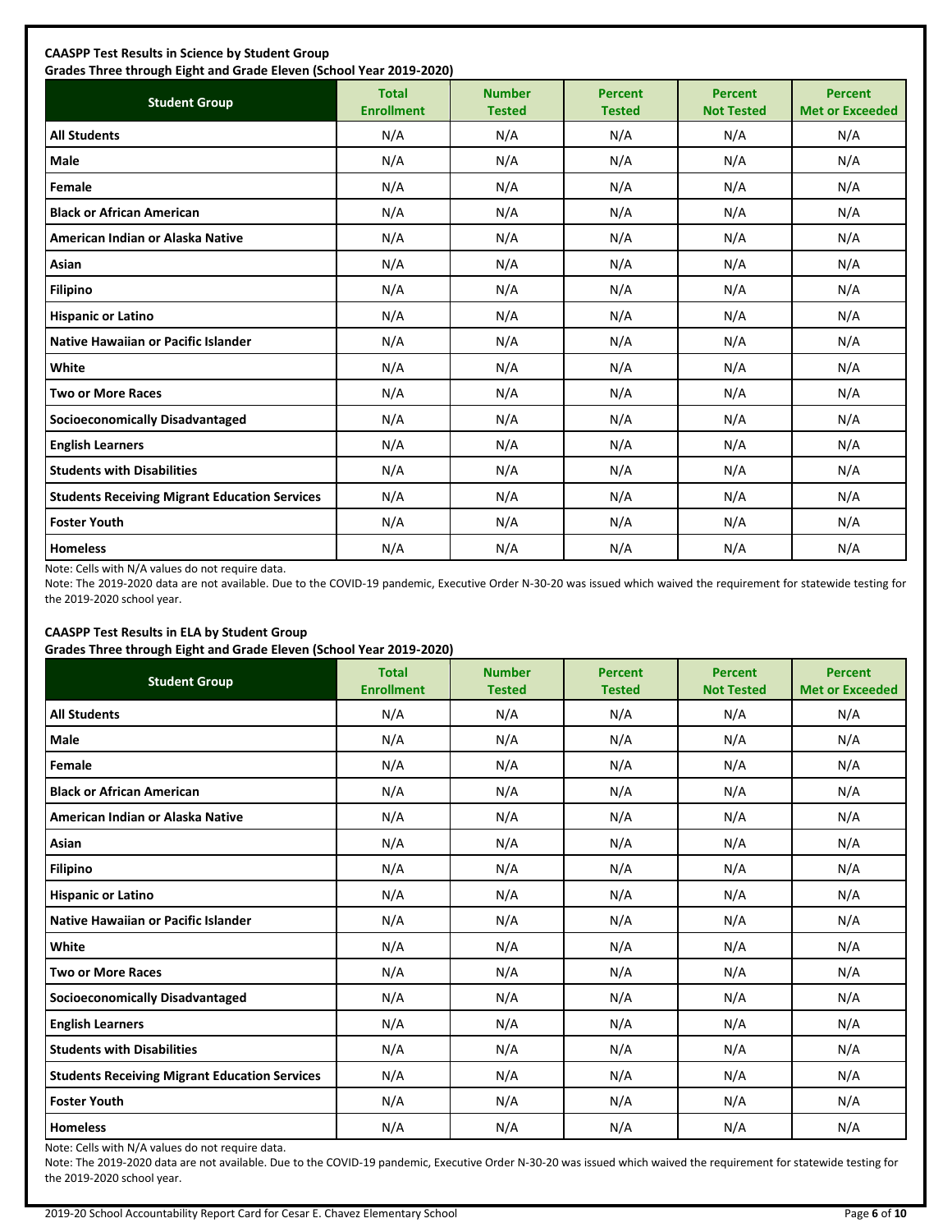**CAASPP Test Results in Science by Student Group**
**Grades Three through Eight and Grade Eleven (School Year 2019-2020)**

| Student Group | Total Enrollment | Number Tested | Percent Tested | Percent Not Tested | Percent Met or Exceeded |
|---|---|---|---|---|---|
| **All Students** | N/A | N/A | N/A | N/A | N/A |
| **Male** | N/A | N/A | N/A | N/A | N/A |
| **Female** | N/A | N/A | N/A | N/A | N/A |
| **Black or African American** | N/A | N/A | N/A | N/A | N/A |
| **American Indian or Alaska Native** | N/A | N/A | N/A | N/A | N/A |
| **Asian** | N/A | N/A | N/A | N/A | N/A |
| **Filipino** | N/A | N/A | N/A | N/A | N/A |
| **Hispanic or Latino** | N/A | N/A | N/A | N/A | N/A |
| **Native Hawaiian or Pacific Islander** | N/A | N/A | N/A | N/A | N/A |
| **White** | N/A | N/A | N/A | N/A | N/A |
| **Two or More Races** | N/A | N/A | N/A | N/A | N/A |
| **Socioeconomically Disadvantaged** | N/A | N/A | N/A | N/A | N/A |
| **English Learners** | N/A | N/A | N/A | N/A | N/A |
| **Students with Disabilities** | N/A | N/A | N/A | N/A | N/A |
| **Students Receiving Migrant Education Services** | N/A | N/A | N/A | N/A | N/A |
| **Foster Youth** | N/A | N/A | N/A | N/A | N/A |
| **Homeless** | N/A | N/A | N/A | N/A | N/A |

Note: Cells with N/A values do not require data.

Note: The 2019-2020 data are not available. Due to the COVID-19 pandemic, Executive Order N-30-20 was issued which waived the requirement for statewide testing for the 2019-2020 school year.

**CAASPP Test Results in ELA by Student Group**
**Grades Three through Eight and Grade Eleven (School Year 2019-2020)**

| Student Group | Total Enrollment | Number Tested | Percent Tested | Percent Not Tested | Percent Met or Exceeded |
|---|---|---|---|---|---|
| **All Students** | N/A | N/A | N/A | N/A | N/A |
| **Male** | N/A | N/A | N/A | N/A | N/A |
| **Female** | N/A | N/A | N/A | N/A | N/A |
| **Black or African American** | N/A | N/A | N/A | N/A | N/A |
| **American Indian or Alaska Native** | N/A | N/A | N/A | N/A | N/A |
| **Asian** | N/A | N/A | N/A | N/A | N/A |
| **Filipino** | N/A | N/A | N/A | N/A | N/A |
| **Hispanic or Latino** | N/A | N/A | N/A | N/A | N/A |
| **Native Hawaiian or Pacific Islander** | N/A | N/A | N/A | N/A | N/A |
| **White** | N/A | N/A | N/A | N/A | N/A |
| **Two or More Races** | N/A | N/A | N/A | N/A | N/A |
| **Socioeconomically Disadvantaged** | N/A | N/A | N/A | N/A | N/A |
| **English Learners** | N/A | N/A | N/A | N/A | N/A |
| **Students with Disabilities** | N/A | N/A | N/A | N/A | N/A |
| **Students Receiving Migrant Education Services** | N/A | N/A | N/A | N/A | N/A |
| **Foster Youth** | N/A | N/A | N/A | N/A | N/A |
| **Homeless** | N/A | N/A | N/A | N/A | N/A |

Note: Cells with N/A values do not require data.

Note: The 2019-2020 data are not available. Due to the COVID-19 pandemic, Executive Order N-30-20 was issued which waived the requirement for statewide testing for the 2019-2020 school year.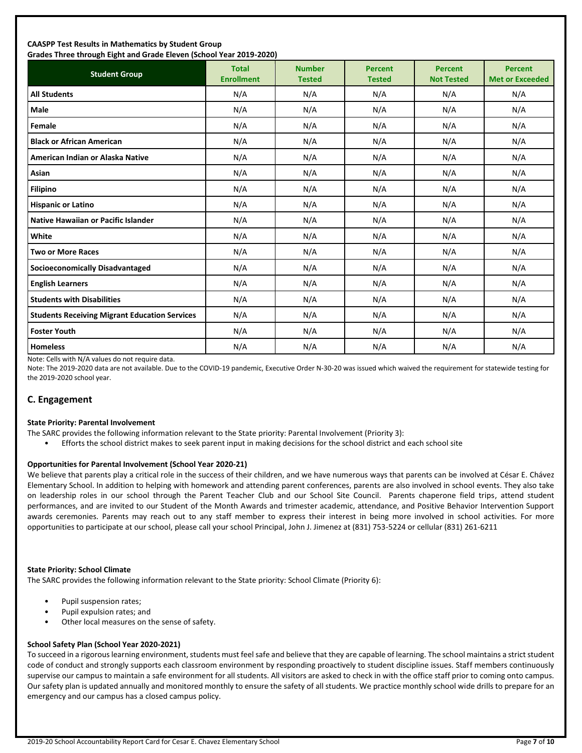**CAASPP Test Results in Mathematics by Student Group**
**Grades Three through Eight and Grade Eleven (School Year 2019-2020)**

| Student Group | Total Enrollment | Number Tested | Percent Tested | Percent Not Tested | Percent Met or Exceeded |
|---|---|---|---|---|---|
| **All Students** | N/A | N/A | N/A | N/A | N/A |
| **Male** | N/A | N/A | N/A | N/A | N/A |
| **Female** | N/A | N/A | N/A | N/A | N/A |
| **Black or African American** | N/A | N/A | N/A | N/A | N/A |
| **American Indian or Alaska Native** | N/A | N/A | N/A | N/A | N/A |
| **Asian** | N/A | N/A | N/A | N/A | N/A |
| **Filipino** | N/A | N/A | N/A | N/A | N/A |
| **Hispanic or Latino** | N/A | N/A | N/A | N/A | N/A |
| **Native Hawaiian or Pacific Islander** | N/A | N/A | N/A | N/A | N/A |
| **White** | N/A | N/A | N/A | N/A | N/A |
| **Two or More Races** | N/A | N/A | N/A | N/A | N/A |
| **Socioeconomically Disadvantaged** | N/A | N/A | N/A | N/A | N/A |
| **English Learners** | N/A | N/A | N/A | N/A | N/A |
| **Students with Disabilities** | N/A | N/A | N/A | N/A | N/A |
| **Students Receiving Migrant Education Services** | N/A | N/A | N/A | N/A | N/A |
| **Foster Youth** | N/A | N/A | N/A | N/A | N/A |
| **Homeless** | N/A | N/A | N/A | N/A | N/A |

Note: Cells with N/A values do not require data.

Note: The 2019-2020 data are not available. Due to the COVID-19 pandemic, Executive Order N-30-20 was issued which waived the requirement for statewide testing for the 2019-2020 school year.

## C. Engagement

**State Priority: Parental Involvement**

The SARC provides the following information relevant to the State priority: Parental Involvement (Priority 3):

- Efforts the school district makes to seek parent input in making decisions for the school district and each school site

**Opportunities for Parental Involvement (School Year 2020-21)**

We believe that parents play a critical role in the success of their children, and we have numerous ways that parents can be involved at César E. Chávez Elementary School. In addition to helping with homework and attending parent conferences, parents are also involved in school events. They also take on leadership roles in our school through the Parent Teacher Club and our School Site Council. Parents chaperone field trips, attend student performances, and are invited to our Student of the Month Awards and trimester academic, attendance, and Positive Behavior Intervention Support awards ceremonies. Parents may reach out to any staff member to express their interest in being more involved in school activities. For more opportunities to participate at our school, please call your school Principal, John J. Jimenez at (831) 753-5224 or cellular (831) 261-6211

**State Priority: School Climate**

The SARC provides the following information relevant to the State priority: School Climate (Priority 6):

- Pupil suspension rates;
- Pupil expulsion rates; and
- Other local measures on the sense of safety.

**School Safety Plan (School Year 2020-2021)**

To succeed in a rigorous learning environment, students must feel safe and believe that they are capable of learning. The school maintains a strict student code of conduct and strongly supports each classroom environment by responding proactively to student discipline issues. Staff members continuously supervise our campus to maintain a safe environment for all students. All visitors are asked to check in with the office staff prior to coming onto campus. Our safety plan is updated annually and monitored monthly to ensure the safety of all students. We practice monthly school wide drills to prepare for an emergency and our campus has a closed campus policy.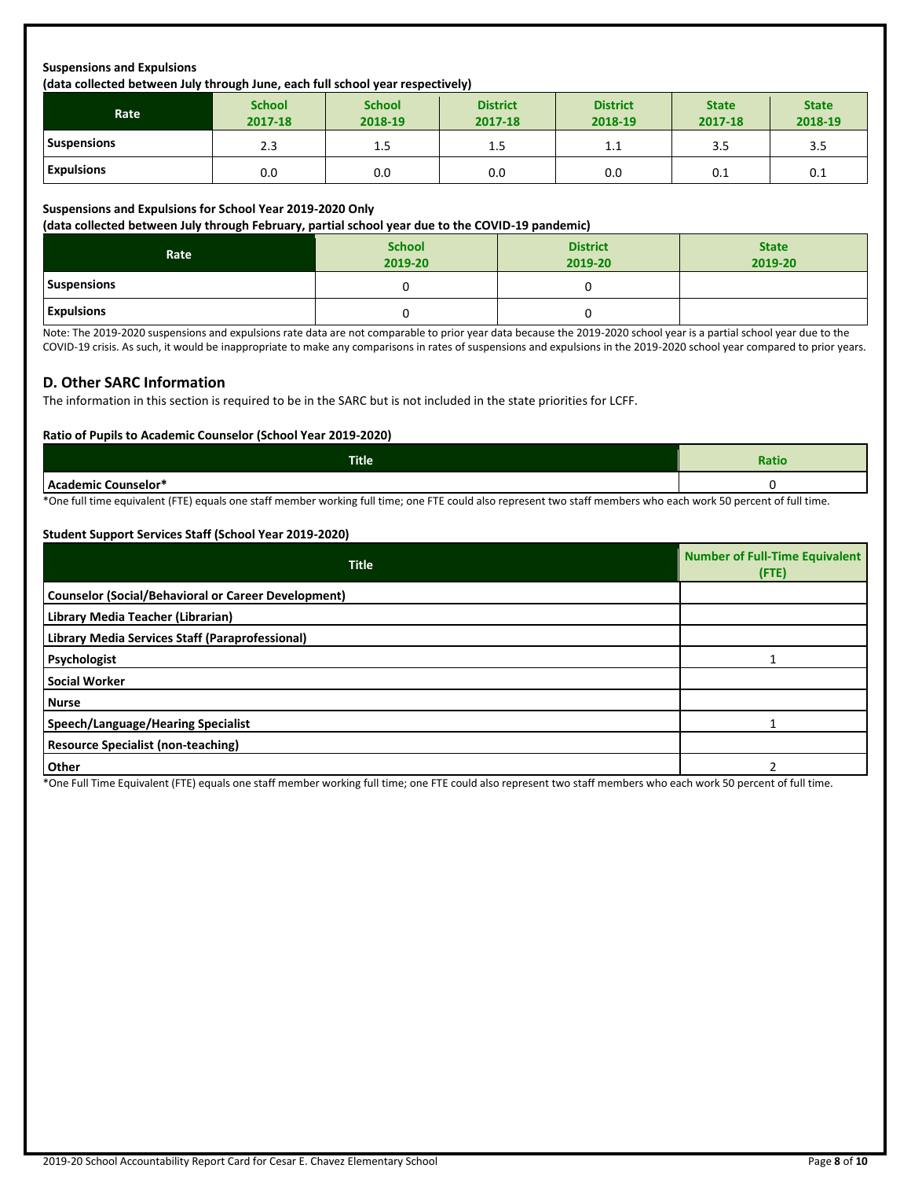**Suspensions and Expulsions**
**(data collected between July through June, each full school year respectively)**

| Rate | School 2017-18 | School 2018-19 | District 2017-18 | District 2018-19 | State 2017-18 | State 2018-19 |
|---|---|---|---|---|---|---|
| Suspensions | 2.3 | 1.5 | 1.5 | 1.1 | 3.5 | 3.5 |
| Expulsions | 0.0 | 0.0 | 0.0 | 0.0 | 0.1 | 0.1 |

**Suspensions and Expulsions for School Year 2019-2020 Only**
**(data collected between July through February, partial school year due to the COVID-19 pandemic)**

| Rate | School 2019-20 | District 2019-20 | State 2019-20 |
|---|---|---|---|
| Suspensions | 0 | 0 | |
| Expulsions | 0 | 0 | |

Note: The 2019-2020 suspensions and expulsions rate data are not comparable to prior year data because the 2019-2020 school year is a partial school year due to the COVID-19 crisis. As such, it would be inappropriate to make any comparisons in rates of suspensions and expulsions in the 2019-2020 school year compared to prior years.

## D. Other SARC Information

The information in this section is required to be in the SARC but is not included in the state priorities for LCFF.

**Ratio of Pupils to Academic Counselor (School Year 2019-2020)**

| Title | Ratio |
|---|---|
| Academic Counselor* | 0 |

*One full time equivalent (FTE) equals one staff member working full time; one FTE could also represent two staff members who each work 50 percent of full time.

**Student Support Services Staff (School Year 2019-2020)**

| Title | Number of Full-Time Equivalent (FTE) |
|---|---|
| Counselor (Social/Behavioral or Career Development) | |
| Library Media Teacher (Librarian) | |
| Library Media Services Staff (Paraprofessional) | |
| Psychologist | 1 |
| Social Worker | |
| Nurse | |
| Speech/Language/Hearing Specialist | 1 |
| Resource Specialist (non-teaching) | |
| Other | 2 |

*One Full Time Equivalent (FTE) equals one staff member working full time; one FTE could also represent two staff members who each work 50 percent of full time.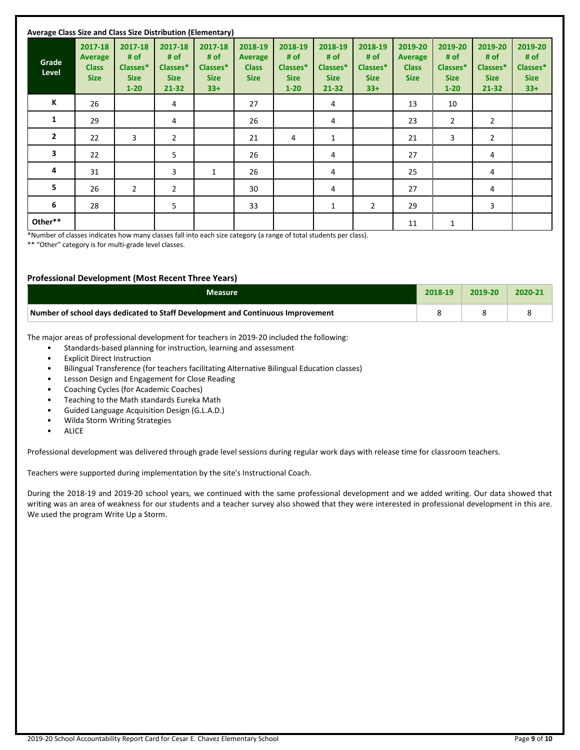**Average Class Size and Class Size Distribution (Elementary)**

| Grade Level | 2017-18 Average Class Size | 2017-18 # of Classes* Size 1-20 | 2017-18 # of Classes* Size 21-32 | 2017-18 # of Classes* Size 33+ | 2018-19 Average Class Size | 2018-19 # of Classes* Size 1-20 | 2018-19 # of Classes* Size 21-32 | 2018-19 # of Classes* Size 33+ | 2019-20 Average Class Size | 2019-20 # of Classes* Size 1-20 | 2019-20 # of Classes* Size 21-32 | 2019-20 # of Classes* Size 33+ |
|---|---|---|---|---|---|---|---|---|---|---|---|---|
| K | 26 | | 4 | | 27 | | 4 | | 13 | 10 | | |
| 1 | 29 | | 4 | | 26 | | 4 | | 23 | 2 | 2 | |
| 2 | 22 | 3 | 2 | | 21 | 4 | 1 | | 21 | 3 | 2 | |
| 3 | 22 | | 5 | | 26 | | 4 | | 27 | | 4 | |
| 4 | 31 | | 3 | 1 | 26 | | 4 | | 25 | | 4 | |
| 5 | 26 | 2 | 2 | | 30 | | 4 | | 27 | | 4 | |
| 6 | 28 | | 5 | | 33 | | 1 | 2 | 29 | | 3 | |
| Other** | | | | | | | | | 11 | 1 | | |

*Number of classes indicates how many classes fall into each size category (a range of total students per class).

** "Other" category is for multi-grade level classes.

## Professional Development (Most Recent Three Years)

| Measure | 2018-19 | 2019-20 | 2020-21 |
|---|---|---|---|
| Number of school days dedicated to Staff Development and Continuous Improvement | 8 | 8 | 8 |

The major areas of professional development for teachers in 2019-20 included the following:

- Standards-based planning for instruction, learning and assessment
- Explicit Direct Instruction
- Bilingual Transference (for teachers facilitating Alternative Bilingual Education classes)
- Lesson Design and Engagement for Close Reading
- Coaching Cycles (for Academic Coaches)
- Teaching to the Math standards Eureka Math
- Guided Language Acquisition Design (G.L.A.D.)
- Wilda Storm Writing Strategies
- ALICE

Professional development was delivered through grade level sessions during regular work days with release time for classroom teachers.

Teachers were supported during implementation by the site's Instructional Coach.

During the 2018-19 and 2019-20 school years, we continued with the same professional development and we added writing. Our data showed that writing was an area of weakness for our students and a teacher survey also showed that they were interested in professional development in this are. We used the program Write Up a Storm.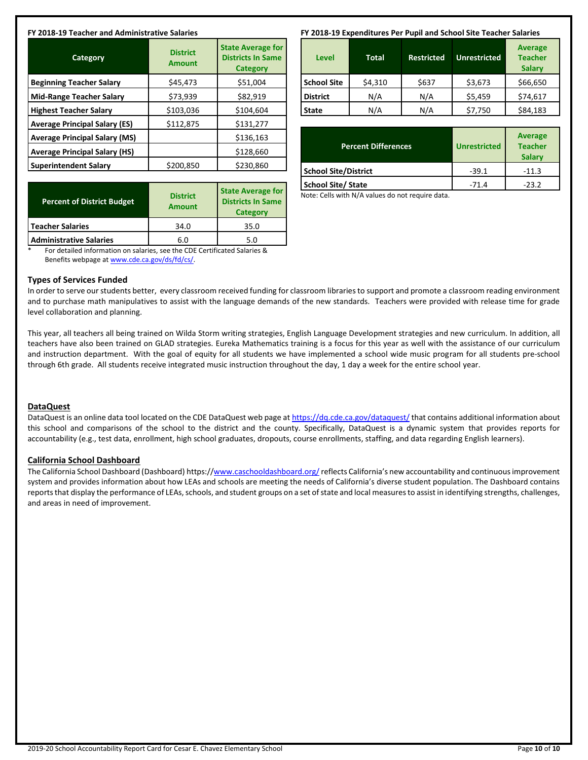**FY 2018-19 Teacher and Administrative Salaries**

| Category | District Amount | State Average for Districts In Same Category |
|---|---|---|
| Beginning Teacher Salary | $45,473 | $51,004 |
| Mid-Range Teacher Salary | $73,939 | $82,919 |
| Highest Teacher Salary | $103,036 | $104,604 |
| Average Principal Salary (ES) | $112,875 | $131,277 |
| Average Principal Salary (MS) | | $136,163 |
| Average Principal Salary (HS) | | $128,660 |
| Superintendent Salary | $200,850 | $230,860 |

| Percent of District Budget | District Amount | State Average for Districts In Same Category |
|---|---|---|
| Teacher Salaries | 34.0 | 35.0 |
| Administrative Salaries | 6.0 | 5.0 |

\* For detailed information on salaries, see the CDE Certificated Salaries & Benefits webpage at www.cde.ca.gov/ds/fd/cs/.

**FY 2018-19 Expenditures Per Pupil and School Site Teacher Salaries**

| Level | Total | Restricted | Unrestricted | Average Teacher Salary |
|---|---|---|---|---|
| School Site | $4,310 | $637 | $3,673 | $66,650 |
| District | N/A | N/A | $5,459 | $74,617 |
| State | N/A | N/A | $7,750 | $84,183 |

| Percent Differences | Unrestricted | Average Teacher Salary |
|---|---|---|
| School Site/District | -39.1 | -11.3 |
| School Site/ State | -71.4 | -23.2 |

Note: Cells with N/A values do not require data.

### Types of Services Funded

In order to serve our students better, every classroom received funding for classroom libraries to support and promote a classroom reading environment and to purchase math manipulatives to assist with the language demands of the new standards. Teachers were provided with release time for grade level collaboration and planning.

This year, all teachers all being trained on Wilda Storm writing strategies, English Language Development strategies and new curriculum. In addition, all teachers have also been trained on GLAD strategies. Eureka Mathematics training is a focus for this year as well with the assistance of our curriculum and instruction department. With the goal of equity for all students we have implemented a school wide music program for all students pre-school through 6th grade. All students receive integrated music instruction throughout the day, 1 day a week for the entire school year.

### DataQuest

DataQuest is an online data tool located on the CDE DataQuest web page at https://dq.cde.ca.gov/dataquest/ that contains additional information about this school and comparisons of the school to the district and the county. Specifically, DataQuest is a dynamic system that provides reports for accountability (e.g., test data, enrollment, high school graduates, dropouts, course enrollments, staffing, and data regarding English learners).

### California School Dashboard

The California School Dashboard (Dashboard) https://www.caschooldashboard.org/ reflects California's new accountability and continuous improvement system and provides information about how LEAs and schools are meeting the needs of California's diverse student population. The Dashboard contains reports that display the performance of LEAs, schools, and student groups on a set of state and local measures to assist in identifying strengths, challenges, and areas in need of improvement.